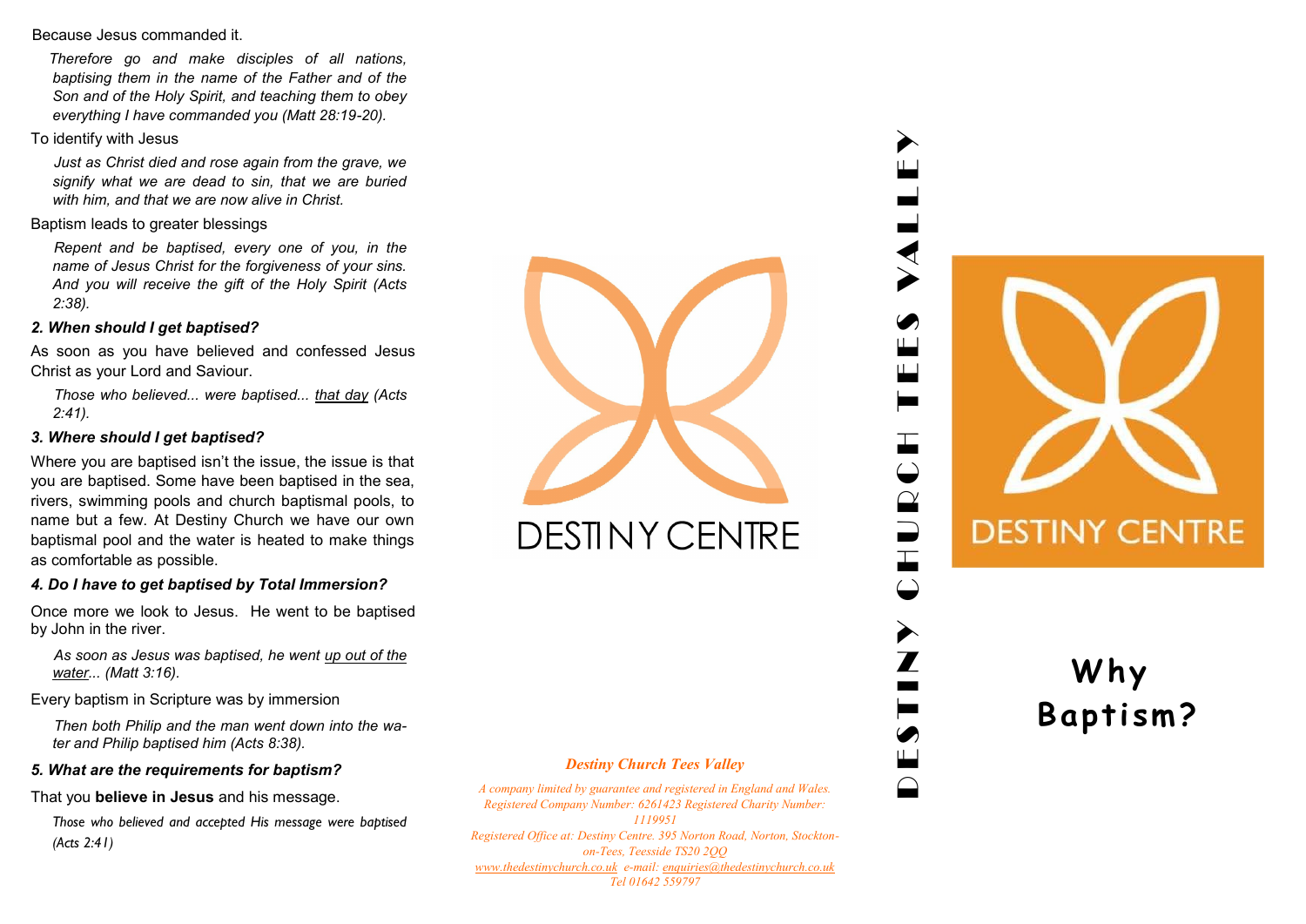Because Jesus commanded it.

*Therefore go and make disciples of all nations, baptising them in the name of the Father and of the Son and of the Holy Spirit, and teaching them to obey everything I have commanded you (Matt 28:19-20).*

To identify with Jesus

*Just as Christ died and rose again from the grave, we signify what we are dead to sin, that we are buried with him, and that we are now alive in Christ.*

Baptism leads to greater blessings

*Repent and be baptised, every one of you, in the name of Jesus Christ for the forgiveness of your sins. And you will receive the gift of the Holy Spirit (Acts 2:38).*

### *2. When should I get baptised?*

As soon as you have believed and confessed Jesus Christ as your Lord and Saviour.

*Those who believed... were baptised... that day (Acts 2:41).*

### *3. Where should I get baptised?*

Where you are baptised isn't the issue, the issue is that you are baptised. Some have been baptised in the sea, rivers, swimming pools and church baptismal pools, to name but a few. At Destiny Church we have our own baptismal pool and the water is heated to make things as comfortable as possible.

### *4. Do I have to get baptised by Total Immersion?*

Once more we look to Jesus. He went to be baptised by John in the river.

*As soon as Jesus was baptised, he went up out of the water... (Matt 3:16).*

Every baptism in Scripture was by immersion

*Then both Philip and the man went down into the water and Philip baptised him (Acts 8:38).*

### *5. What are the requirements for baptism?*

That you **believe in Jesus** and his message.

*Those who believed and accepted His message were baptised (Acts 2:41)*

DESTINY CENTRE

***Destiny Church Tees Valley***

*A company limited by guarantee and registered in England and Wales. Registered Company Number: 6261423 Registered Charity Number: 1119951*
*Registered Office at: Destiny Centre. 395 Norton Road, Norton, Stockton-on-Tees, Teesside TS20 2QQ*
*www.thedestinychurch.co.uk e-mail: enquiries@thedestinychurch.co.uk*
*Tel 01642 559797*

DESTINY CHURCH TEES VALLEY

DESTINY CENTRE

# Why Baptism?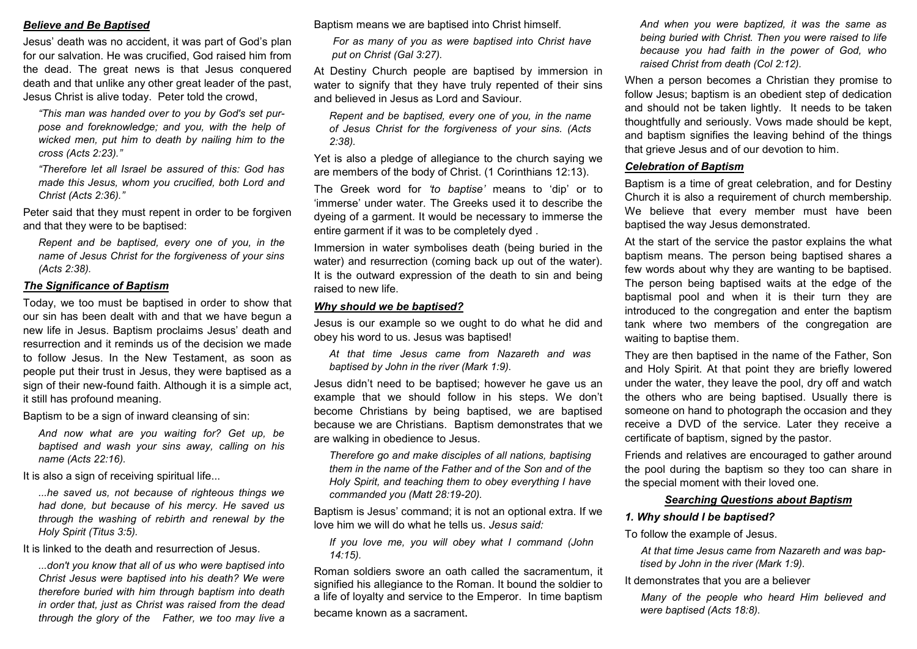## *Believe and Be Baptised*

Jesus' death was no accident, it was part of God's plan for our salvation. He was crucified, God raised him from the dead. The great news is that Jesus conquered death and that unlike any other great leader of the past, Jesus Christ is alive today. Peter told the crowd,

> *"This man was handed over to you by God's set purpose and foreknowledge; and you, with the help of wicked men, put him to death by nailing him to the cross (Acts 2:23)."*

> *"Therefore let all Israel be assured of this: God has made this Jesus, whom you crucified, both Lord and Christ (Acts 2:36)."*

Peter said that they must repent in order to be forgiven and that they were to be baptised:

> *Repent and be baptised, every one of you, in the name of Jesus Christ for the forgiveness of your sins (Acts 2:38).*

## *The Significance of Baptism*

Today, we too must be baptised in order to show that our sin has been dealt with and that we have begun a new life in Jesus. Baptism proclaims Jesus' death and resurrection and it reminds us of the decision we made to follow Jesus. In the New Testament, as soon as people put their trust in Jesus, they were baptised as a sign of their new-found faith. Although it is a simple act, it still has profound meaning.

Baptism to be a sign of inward cleansing of sin:

> *And now what are you waiting for? Get up, be baptised and wash your sins away, calling on his name (Acts 22:16).*

It is also a sign of receiving spiritual life...

> *...he saved us, not because of righteous things we had done, but because of his mercy. He saved us through the washing of rebirth and renewal by the Holy Spirit (Titus 3:5).*

It is linked to the death and resurrection of Jesus.

> *...don't you know that all of us who were baptised into Christ Jesus were baptised into his death? We were therefore buried with him through baptism into death in order that, just as Christ was raised from the dead through the glory of the Father, we too may live a*

Baptism means we are baptised into Christ himself.

> *For as many of you as were baptised into Christ have put on Christ (Gal 3:27).*

At Destiny Church people are baptised by immersion in water to signify that they have truly repented of their sins and believed in Jesus as Lord and Saviour.

> *Repent and be baptised, every one of you, in the name of Jesus Christ for the forgiveness of your sins. (Acts 2:38).*

Yet is also a pledge of allegiance to the church saying we are members of the body of Christ. (1 Corinthians 12:13).

The Greek word for *'to baptise'* means to 'dip' or to 'immerse' under water. The Greeks used it to describe the dyeing of a garment. It would be necessary to immerse the entire garment if it was to be completely dyed .

Immersion in water symbolises death (being buried in the water) and resurrection (coming back up out of the water). It is the outward expression of the death to sin and being raised to new life.

## *Why should we be baptised?*

Jesus is our example so we ought to do what he did and obey his word to us. Jesus was baptised!

> *At that time Jesus came from Nazareth and was baptised by John in the river (Mark 1:9).*

Jesus didn't need to be baptised; however he gave us an example that we should follow in his steps. We don't become Christians by being baptised, we are baptised because we are Christians. Baptism demonstrates that we are walking in obedience to Jesus.

> *Therefore go and make disciples of all nations, baptising them in the name of the Father and of the Son and of the Holy Spirit, and teaching them to obey everything I have commanded you (Matt 28:19-20).*

Baptism is Jesus' command; it is not an optional extra. If we love him we will do what he tells us. *Jesus said:*

> *If you love me, you will obey what I command (John 14:15).*

Roman soldiers swore an oath called the sacramentum, it signified his allegiance to the Roman. It bound the soldier to a life of loyalty and service to the Emperor. In time baptism became known as a sacrament.

> *And when you were baptized, it was the same as being buried with Christ. Then you were raised to life because you had faith in the power of God, who raised Christ from death (Col 2:12).*

When a person becomes a Christian they promise to follow Jesus; baptism is an obedient step of dedication and should not be taken lightly. It needs to be taken thoughtfully and seriously. Vows made should be kept, and baptism signifies the leaving behind of the things that grieve Jesus and of our devotion to him.

## *Celebration of Baptism*

Baptism is a time of great celebration, and for Destiny Church it is also a requirement of church membership. We believe that every member must have been baptised the way Jesus demonstrated.

At the start of the service the pastor explains the what baptism means. The person being baptised shares a few words about why they are wanting to be baptised. The person being baptised waits at the edge of the baptismal pool and when it is their turn they are introduced to the congregation and enter the baptism tank where two members of the congregation are waiting to baptise them.

They are then baptised in the name of the Father, Son and Holy Spirit. At that point they are briefly lowered under the water, they leave the pool, dry off and watch the others who are being baptised. Usually there is someone on hand to photograph the occasion and they receive a DVD of the service. Later they receive a certificate of baptism, signed by the pastor.

Friends and relatives are encouraged to gather around the pool during the baptism so they too can share in the special moment with their loved one.

## *Searching Questions about Baptism*

### *1. Why should I be baptised?*

To follow the example of Jesus.

> *At that time Jesus came from Nazareth and was baptised by John in the river (Mark 1:9).*

It demonstrates that you are a believer

> *Many of the people who heard Him believed and were baptised (Acts 18:8).*